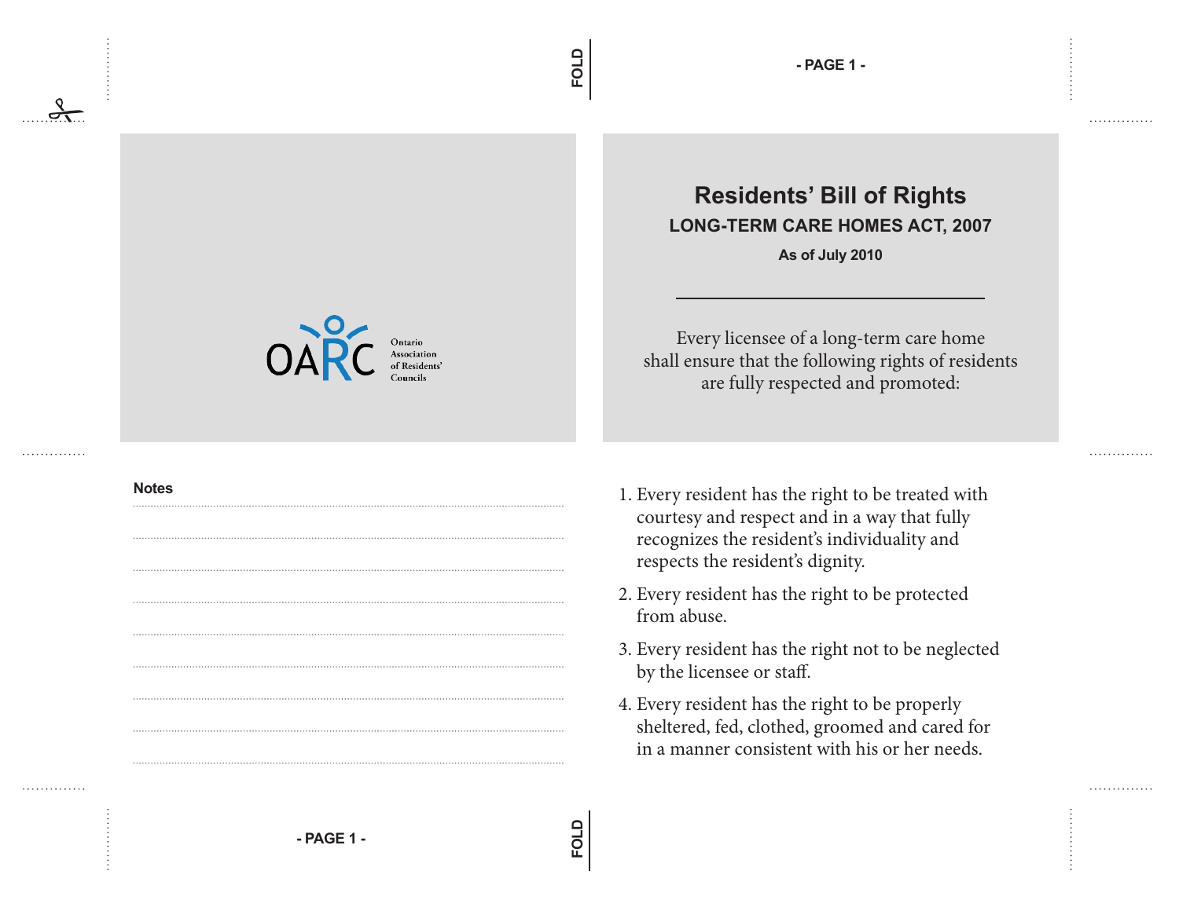Ontario Association of Residents' Councils

**Notes**

# Residents' Bill of Rights

## LONG-TERM CARE HOMES ACT, 2007

**As of July 2010**

Every licensee of a long-term care home shall ensure that the following rights of residents are fully respected and promoted:

1. Every resident has the right to be treated with courtesy and respect and in a way that fully recognizes the resident's individuality and respects the resident's dignity.
2. Every resident has the right to be protected from abuse.
3. Every resident has the right not to be neglected by the licensee or staff.
4. Every resident has the right to be properly sheltered, fed, clothed, groomed and cared for in a manner consistent with his or her needs.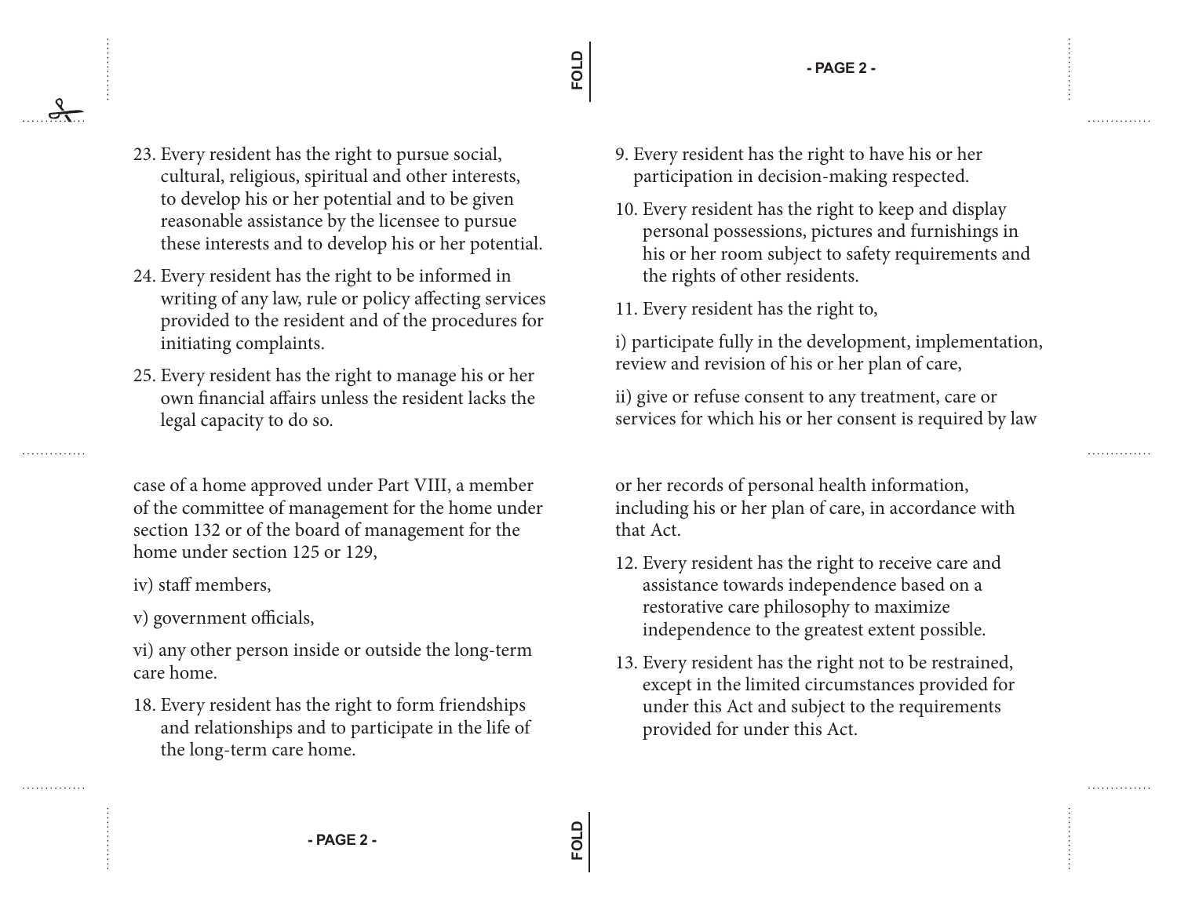23. Every resident has the right to pursue social, cultural, religious, spiritual and other interests, to develop his or her potential and to be given reasonable assistance by the licensee to pursue these interests and to develop his or her potential.

24. Every resident has the right to be informed in writing of any law, rule or policy affecting services provided to the resident and of the procedures for initiating complaints.

25. Every resident has the right to manage his or her own financial affairs unless the resident lacks the legal capacity to do so.

case of a home approved under Part VIII, a member of the committee of management for the home under section 132 or of the board of management for the home under section 125 or 129,

iv) staff members,

v) government officials,

vi) any other person inside or outside the long-term care home.

18. Every resident has the right to form friendships and relationships and to participate in the life of the long-term care home.

9. Every resident has the right to have his or her participation in decision-making respected.

10. Every resident has the right to keep and display personal possessions, pictures and furnishings in his or her room subject to safety requirements and the rights of other residents.

11. Every resident has the right to,

i) participate fully in the development, implementation, review and revision of his or her plan of care,

ii) give or refuse consent to any treatment, care or services for which his or her consent is required by law

or her records of personal health information, including his or her plan of care, in accordance with that Act.

12. Every resident has the right to receive care and assistance towards independence based on a restorative care philosophy to maximize independence to the greatest extent possible.

13. Every resident has the right not to be restrained, except in the limited circumstances provided for under this Act and subject to the requirements provided for under this Act.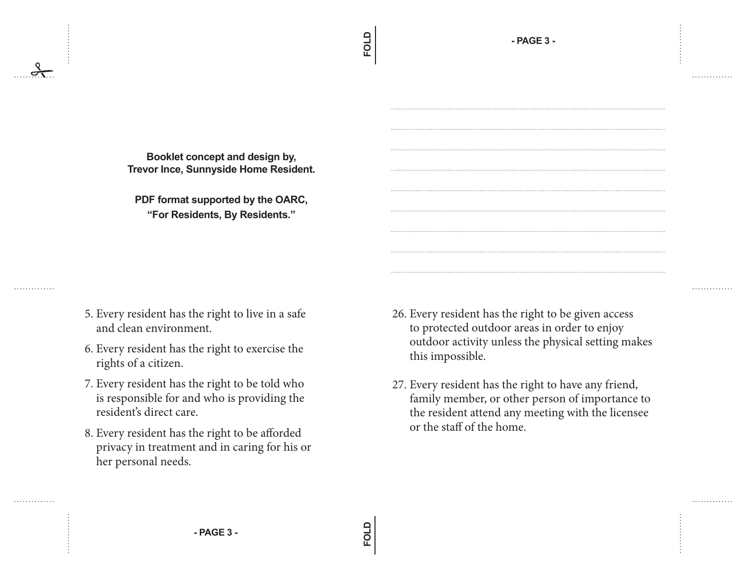**Booklet concept and design by,**
**Trevor Ince, Sunnyside Home Resident.**

**PDF format supported by the OARC,**
**"For Residents, By Residents."**

.................................................................................................

.................................................................................................

.................................................................................................

.................................................................................................

.................................................................................................

.................................................................................................

.................................................................................................

.................................................................................................

.................................................................................................

5. Every resident has the right to live in a safe and clean environment.
6. Every resident has the right to exercise the rights of a citizen.
7. Every resident has the right to be told who is responsible for and who is providing the resident's direct care.
8. Every resident has the right to be afforded privacy in treatment and in caring for his or her personal needs.

26. Every resident has the right to be given access to protected outdoor areas in order to enjoy outdoor activity unless the physical setting makes this impossible.
27. Every resident has the right to have any friend, family member, or other person of importance to the resident attend any meeting with the licensee or the staff of the home.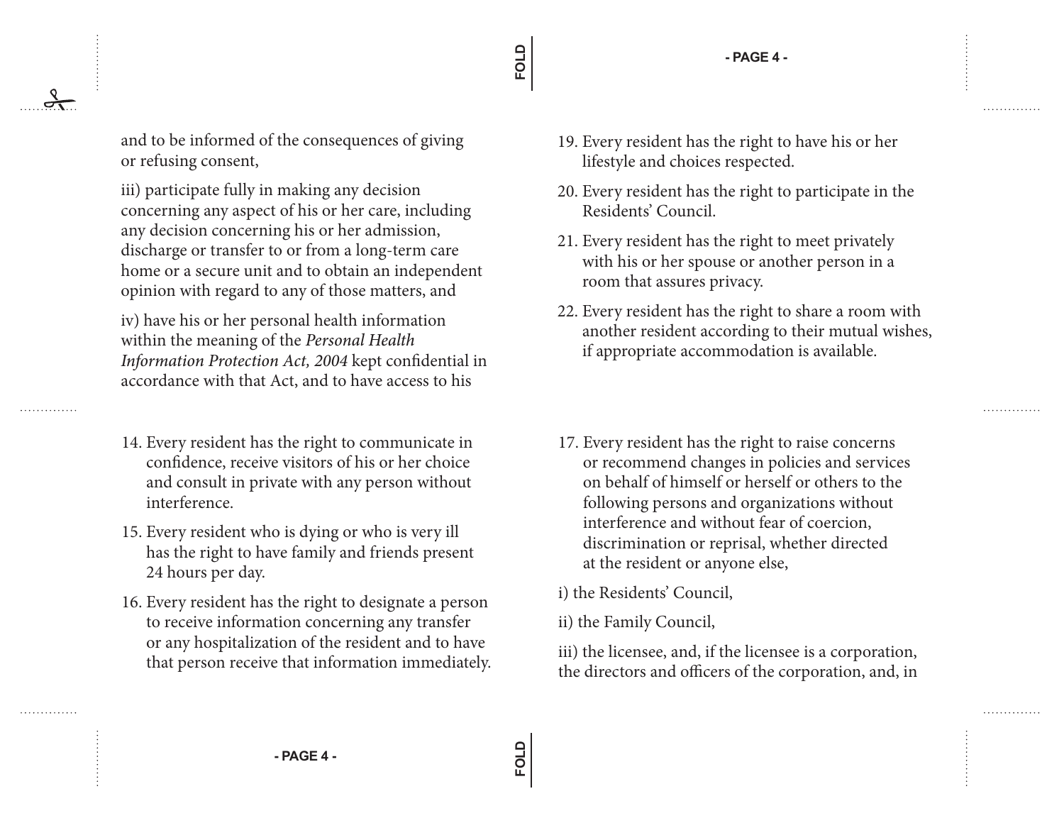and to be informed of the consequences of giving or refusing consent,

iii) participate fully in making any decision concerning any aspect of his or her care, including any decision concerning his or her admission, discharge or transfer to or from a long-term care home or a secure unit and to obtain an independent opinion with regard to any of those matters, and

iv) have his or her personal health information within the meaning of the *Personal Health Information Protection Act, 2004* kept confidential in accordance with that Act, and to have access to his

19. Every resident has the right to have his or her lifestyle and choices respected.
20. Every resident has the right to participate in the Residents' Council.
21. Every resident has the right to meet privately with his or her spouse or another person in a room that assures privacy.
22. Every resident has the right to share a room with another resident according to their mutual wishes, if appropriate accommodation is available.

14. Every resident has the right to communicate in confidence, receive visitors of his or her choice and consult in private with any person without interference.
15. Every resident who is dying or who is very ill has the right to have family and friends present 24 hours per day.
16. Every resident has the right to designate a person to receive information concerning any transfer or any hospitalization of the resident and to have that person receive that information immediately.

17. Every resident has the right to raise concerns or recommend changes in policies and services on behalf of himself or herself or others to the following persons and organizations without interference and without fear of coercion, discrimination or reprisal, whether directed at the resident or anyone else,

i) the Residents' Council,

ii) the Family Council,

iii) the licensee, and, if the licensee is a corporation, the directors and officers of the corporation, and, in